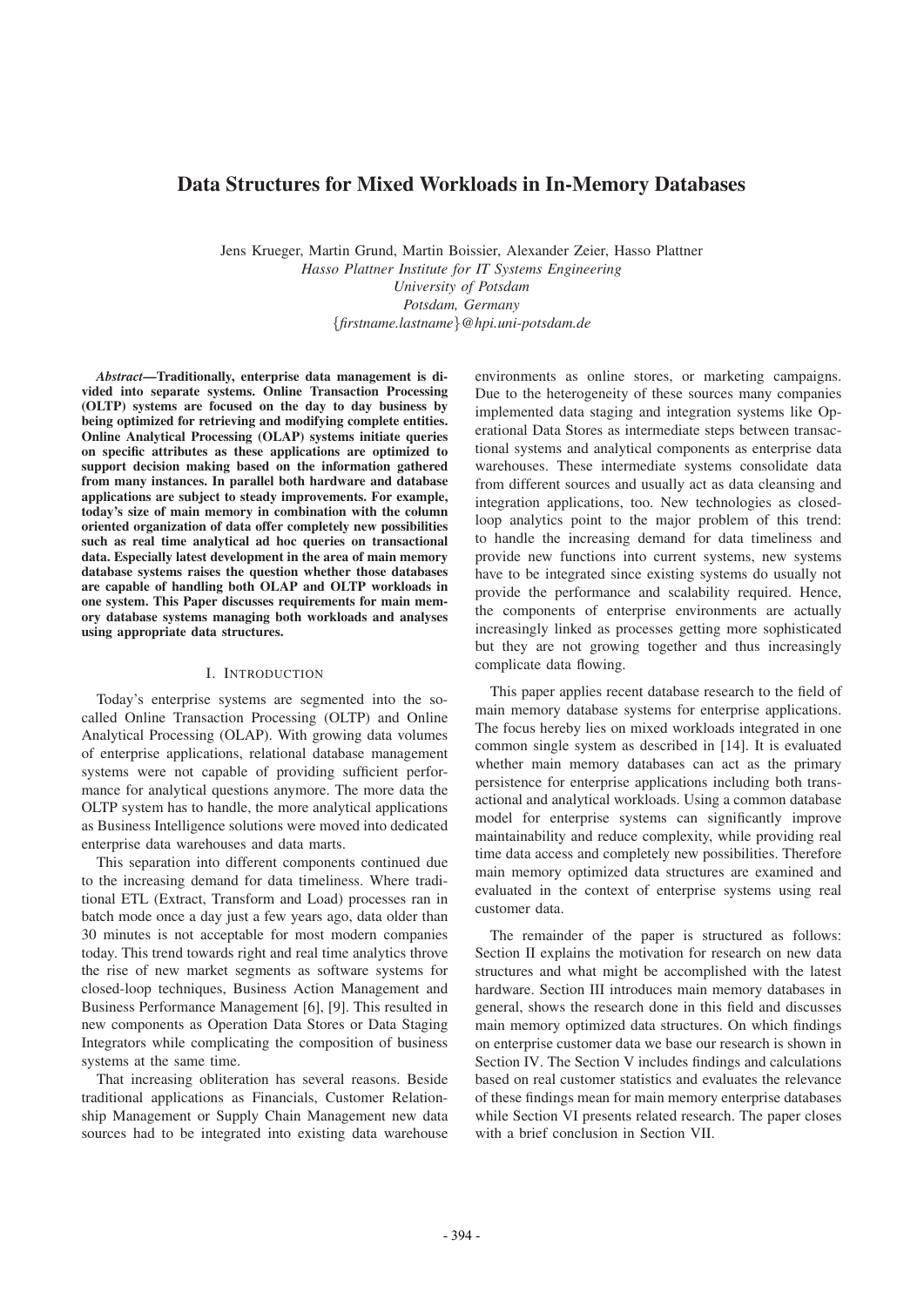# Data Structures for Mixed Workloads in In-Memory Databases

Jens Krueger, Martin Grund, Martin Boissier, Alexander Zeier, Hasso Plattner
*Hasso Plattner Institute for IT Systems Engineering*
*University of Potsdam*
*Potsdam, Germany*
*{firstname.lastname}@hpi.uni-potsdam.de*

***Abstract*—Traditionally, enterprise data management is divided into separate systems. Online Transaction Processing (OLTP) systems are focused on the day to day business by being optimized for retrieving and modifying complete entities. Online Analytical Processing (OLAP) systems initiate queries on specific attributes as these applications are optimized to support decision making based on the information gathered from many instances. In parallel both hardware and database applications are subject to steady improvements. For example, today's size of main memory in combination with the column oriented organization of data offer completely new possibilities such as real time analytical ad hoc queries on transactional data. Especially latest development in the area of main memory database systems raises the question whether those databases are capable of handling both OLAP and OLTP workloads in one system. This Paper discusses requirements for main memory database systems managing both workloads and analyses using appropriate data structures.**

## I. Introduction

Today's enterprise systems are segmented into the so-called Online Transaction Processing (OLTP) and Online Analytical Processing (OLAP). With growing data volumes of enterprise applications, relational database management systems were not capable of providing sufficient performance for analytical questions anymore. The more data the OLTP system has to handle, the more analytical applications as Business Intelligence solutions were moved into dedicated enterprise data warehouses and data marts.

This separation into different components continued due to the increasing demand for data timeliness. Where traditional ETL (Extract, Transform and Load) processes ran in batch mode once a day just a few years ago, data older than 30 minutes is not acceptable for most modern companies today. This trend towards right and real time analytics throve the rise of new market segments as software systems for closed-loop techniques, Business Action Management and Business Performance Management [6], [9]. This resulted in new components as Operation Data Stores or Data Staging Integrators while complicating the composition of business systems at the same time.

That increasing obliteration has several reasons. Beside traditional applications as Financials, Customer Relationship Management or Supply Chain Management new data sources had to be integrated into existing data warehouse environments as online stores, or marketing campaigns. Due to the heterogeneity of these sources many companies implemented data staging and integration systems like Operational Data Stores as intermediate steps between transactional systems and analytical components as enterprise data warehouses. These intermediate systems consolidate data from different sources and usually act as data cleansing and integration applications, too. New technologies as closed-loop analytics point to the major problem of this trend: to handle the increasing demand for data timeliness and provide new functions into current systems, new systems have to be integrated since existing systems do usually not provide the performance and scalability required. Hence, the components of enterprise environments are actually increasingly linked as processes getting more sophisticated but they are not growing together and thus increasingly complicate data flowing.

This paper applies recent database research to the field of main memory database systems for enterprise applications. The focus hereby lies on mixed workloads integrated in one common single system as described in [14]. It is evaluated whether main memory databases can act as the primary persistence for enterprise applications including both transactional and analytical workloads. Using a common database model for enterprise systems can significantly improve maintainability and reduce complexity, while providing real time data access and completely new possibilities. Therefore main memory optimized data structures are examined and evaluated in the context of enterprise systems using real customer data.

The remainder of the paper is structured as follows: Section II explains the motivation for research on new data structures and what might be accomplished with the latest hardware. Section III introduces main memory databases in general, shows the research done in this field and discusses main memory optimized data structures. On which findings on enterprise customer data we base our research is shown in Section IV. The Section V includes findings and calculations based on real customer statistics and evaluates the relevance of these findings mean for main memory enterprise databases while Section VI presents related research. The paper closes with a brief conclusion in Section VII.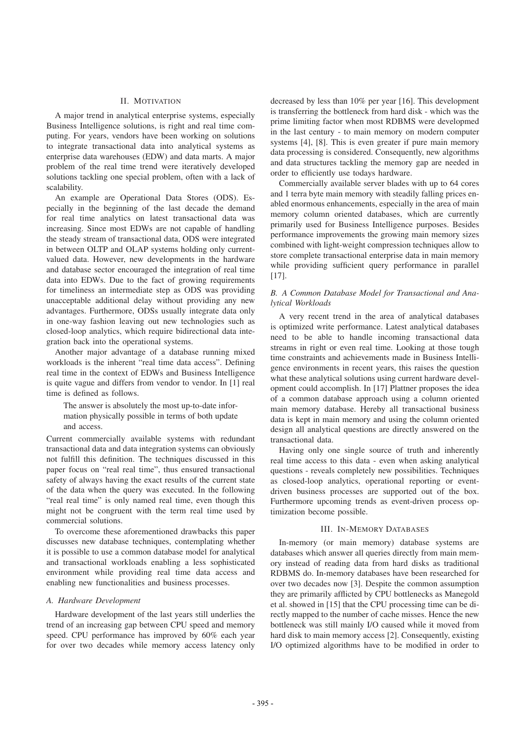## II. Motivation

A major trend in analytical enterprise systems, especially Business Intelligence solutions, is right and real time computing. For years, vendors have been working on solutions to integrate transactional data into analytical systems as enterprise data warehouses (EDW) and data marts. A major problem of the real time trend were iteratively developed solutions tackling one special problem, often with a lack of scalability.

An example are Operational Data Stores (ODS). Especially in the beginning of the last decade the demand for real time analytics on latest transactional data was increasing. Since most EDWs are not capable of handling the steady stream of transactional data, ODS were integrated in between OLTP and OLAP systems holding only current-valued data. However, new developments in the hardware and database sector encouraged the integration of real time data into EDWs. Due to the fact of growing requirements for timeliness an intermediate step as ODS was providing unacceptable additional delay without providing any new advantages. Furthermore, ODSs usually integrate data only in one-way fashion leaving out new technologies such as closed-loop analytics, which require bidirectional data integration back into the operational systems.

Another major advantage of a database running mixed workloads is the inherent "real time data access". Defining real time in the context of EDWs and Business Intelligence is quite vague and differs from vendor to vendor. In [1] real time is defined as follows.

> The answer is absolutely the most up-to-date information physically possible in terms of both update and access.

Current commercially available systems with redundant transactional data and data integration systems can obviously not fulfill this definition. The techniques discussed in this paper focus on "real real time", thus ensured transactional safety of always having the exact results of the current state of the data when the query was executed. In the following "real real time" is only named real time, even though this might not be congruent with the term real time used by commercial solutions.

To overcome these aforementioned drawbacks this paper discusses new database techniques, contemplating whether it is possible to use a common database model for analytical and transactional workloads enabling a less sophisticated environment while providing real time data access and enabling new functionalities and business processes.

### A. Hardware Development

Hardware development of the last years still underlies the trend of an increasing gap between CPU speed and memory speed. CPU performance has improved by 60% each year for over two decades while memory access latency only decreased by less than 10% per year [16]. This development is transferring the bottleneck from hard disk - which was the prime limiting factor when most RDBMS were developmed in the last century - to main memory on modern computer systems [4], [8]. This is even greater if pure main memory data processing is considered. Consequently, new algorithms and data structures tackling the memory gap are needed in order to efficiently use todays hardware.

Commercially available server blades with up to 64 cores and 1 terra byte main memory with steadily falling prices enabled enormous enhancements, especially in the area of main memory column oriented databases, which are currently primarily used for Business Intelligence purposes. Besides performance improvements the growing main memory sizes combined with light-weight compression techniques allow to store complete transactional enterprise data in main memory while providing sufficient query performance in parallel [17].

### B. A Common Database Model for Transactional and Analytical Workloads

A very recent trend in the area of analytical databases is optimized write performance. Latest analytical databases need to be able to handle incoming transactional data streams in right or even real time. Looking at those tough time constraints and achievements made in Business Intelligence environments in recent years, this raises the question what these analytical solutions using current hardware development could accomplish. In [17] Plattner proposes the idea of a common database approach using a column oriented main memory database. Hereby all transactional business data is kept in main memory and using the column oriented design all analytical questions are directly answered on the transactional data.

Having only one single source of truth and inherently real time access to this data - even when asking analytical questions - reveals completely new possibilities. Techniques as closed-loop analytics, operational reporting or event-driven business processes are supported out of the box. Furthermore upcoming trends as event-driven process optimization become possible.

## III. In-Memory Databases

In-memory (or main memory) database systems are databases which answer all queries directly from main memory instead of reading data from hard disks as traditional RDBMS do. In-memory databases have been researched for over two decades now [3]. Despite the common assumption they are primarily afflicted by CPU bottlenecks as Manegold et al. showed in [15] that the CPU processing time can be directly mapped to the number of cache misses. Hence the new bottleneck was still mainly I/O caused while it moved from hard disk to main memory access [2]. Consequently, existing I/O optimized algorithms have to be modified in order to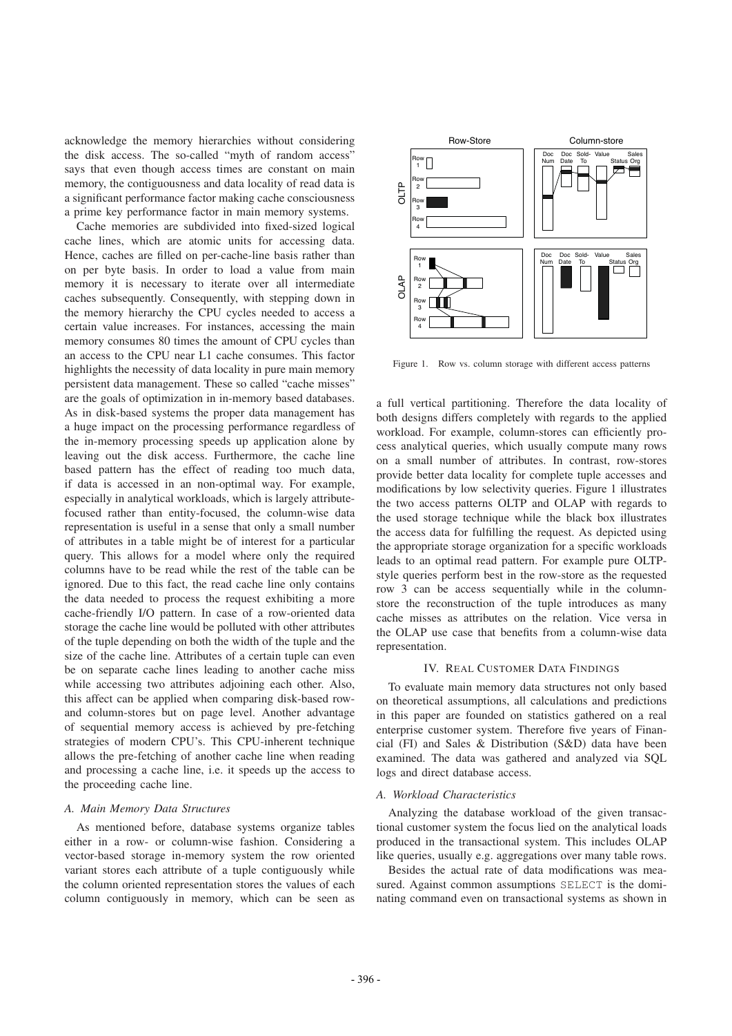acknowledge the memory hierarchies without considering the disk access. The so-called "myth of random access" says that even though access times are constant on main memory, the contiguousness and data locality of read data is a significant performance factor making cache consciousness a prime key performance factor in main memory systems.

Cache memories are subdivided into fixed-sized logical cache lines, which are atomic units for accessing data. Hence, caches are filled on per-cache-line basis rather than on per byte basis. In order to load a value from main memory it is necessary to iterate over all intermediate caches subsequently. Consequently, with stepping down in the memory hierarchy the CPU cycles needed to access a certain value increases. For instances, accessing the main memory consumes 80 times the amount of CPU cycles than an access to the CPU near L1 cache consumes. This factor highlights the necessity of data locality in pure main memory persistent data management. These so called "cache misses" are the goals of optimization in in-memory based databases. As in disk-based systems the proper data management has a huge impact on the processing performance regardless of the in-memory processing speeds up application alone by leaving out the disk access. Furthermore, the cache line based pattern has the effect of reading too much data, if data is accessed in an non-optimal way. For example, especially in analytical workloads, which is largely attribute-focused rather than entity-focused, the column-wise data representation is useful in a sense that only a small number of attributes in a table might be of interest for a particular query. This allows for a model where only the required columns have to be read while the rest of the table can be ignored. Due to this fact, the read cache line only contains the data needed to process the request exhibiting a more cache-friendly I/O pattern. In case of a row-oriented data storage the cache line would be polluted with other attributes of the tuple depending on both the width of the tuple and the size of the cache line. Attributes of a certain tuple can even be on separate cache lines leading to another cache miss while accessing two attributes adjoining each other. Also, this affect can be applied when comparing disk-based row- and column-stores but on page level. Another advantage of sequential memory access is achieved by pre-fetching strategies of modern CPU's. This CPU-inherent technique allows the pre-fetching of another cache line when reading and processing a cache line, i.e. it speeds up the access to the proceeding cache line.

### *A. Main Memory Data Structures*

As mentioned before, database systems organize tables either in a row- or column-wise fashion. Considering a vector-based storage in-memory system the row oriented variant stores each attribute of a tuple contiguously while the column oriented representation stores the values of each column contiguously in memory, which can be seen as a full vertical partitioning. Therefore the data locality of both designs differs completely with regards to the applied workload. For example, column-stores can efficiently process analytical queries, which usually compute many rows on a small number of attributes. In contrast, row-stores provide better data locality for complete tuple accesses and modifications by low selectivity queries. Figure 1 illustrates the two access patterns OLTP and OLAP with regards to the used storage technique while the black box illustrates the access data for fulfilling the request. As depicted using the appropriate storage organization for a specific workloads leads to an optimal read pattern. For example pure OLTP-style queries perform best in the row-store as the requested row 3 can be access sequentially while in the column-store the reconstruction of the tuple introduces as many cache misses as attributes on the relation. Vice versa in the OLAP use case that benefits from a column-wise data representation.

Figure 1. Row vs. column storage with different access patterns

## IV. Real Customer Data Findings

To evaluate main memory data structures not only based on theoretical assumptions, all calculations and predictions in this paper are founded on statistics gathered on a real enterprise customer system. Therefore five years of Financial (FI) and Sales & Distribution (S&D) data have been examined. The data was gathered and analyzed via SQL logs and direct database access.

### *A. Workload Characteristics*

Analyzing the database workload of the given transactional customer system the focus lied on the analytical loads produced in the transactional system. This includes OLAP like queries, usually e.g. aggregations over many table rows.

Besides the actual rate of data modifications was measured. Against common assumptions `SELECT` is the dominating command even on transactional systems as shown in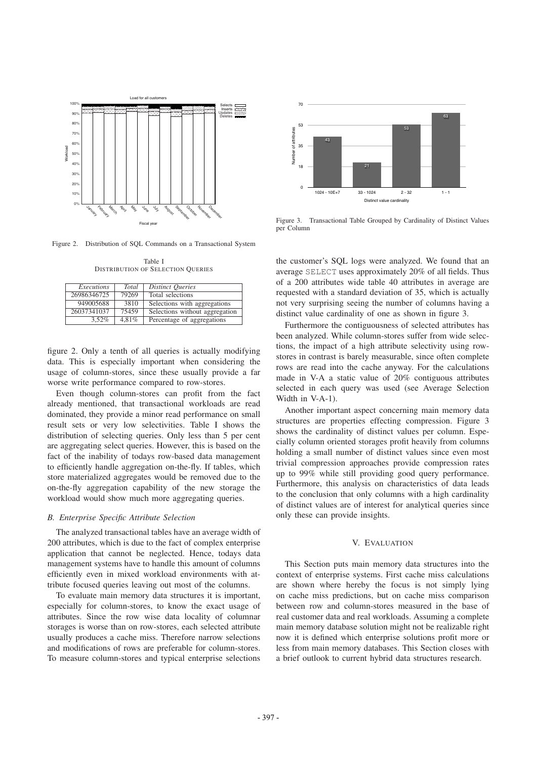Figure 2. Distribution of SQL Commands on a Transactional System

Table I
DISTRIBUTION OF SELECTION QUERIES

| *Executions* | *Total* | *Distinct Queries* |
|---|---|---|
| 26986346725 | 79269 | Total selections |
| 949005688 | 3810 | Selections with aggregations |
| 26037341037 | 75459 | Selections without aggregation |
| 3,52% | 4,81% | Percentage of aggregations |

figure 2. Only a tenth of all queries is actually modifying data. This is especially important when considering the usage of column-stores, since these usually provide a far worse write performance compared to row-stores.

Even though column-stores can profit from the fact already mentioned, that transactional workloads are read dominated, they provide a minor read performance on small result sets or very low selectivities. Table I shows the distribution of selecting queries. Only less than 5 per cent are aggregating select queries. However, this is based on the fact of the inability of todays row-based data management to efficiently handle aggregation on-the-fly. If tables, which store materialized aggregates would be removed due to the on-the-fly aggregation capability of the new storage the workload would show much more aggregating queries.

### *B. Enterprise Specific Attribute Selection*

The analyzed transactional tables have an average width of 200 attributes, which is due to the fact of complex enterprise application that cannot be neglected. Hence, todays data management systems have to handle this amount of columns efficiently even in mixed workload environments with attribute focused queries leaving out most of the columns.

To evaluate main memory data structures it is important, especially for column-stores, to know the exact usage of attributes. Since the row wise data locality of columnar storages is worse than on row-stores, each selected attribute usually produces a cache miss. Therefore narrow selections and modifications of rows are preferable for column-stores. To measure column-stores and typical enterprise selections

Figure 3. Transactional Table Grouped by Cardinality of Distinct Values per Column

the customer's SQL logs were analyzed. We found that an average `SELECT` uses approximately 20% of all fields. Thus of a 200 attributes wide table 40 attributes in average are requested with a standard deviation of 35, which is actually not very surprising seeing the number of columns having a distinct value cardinality of one as shown in figure 3.

Furthermore the contiguousness of selected attributes has been analyzed. While column-stores suffer from wide selections, the impact of a high attribute selectivity using row-stores in contrast is barely measurable, since often complete rows are read into the cache anyway. For the calculations made in V-A a static value of 20% contiguous attributes selected in each query was used (see Average Selection Width in V-A-1).

Another important aspect concerning main memory data structures are properties effecting compression. Figure 3 shows the cardinality of distinct values per column. Especially column oriented storages profit heavily from columns holding a small number of distinct values since even most trivial compression approaches provide compression rates up to 99% while still providing good query performance. Furthermore, this analysis on characteristics of data leads to the conclusion that only columns with a high cardinality of distinct values are of interest for analytical queries since only these can provide insights.

## V. EVALUATION

This Section puts main memory data structures into the context of enterprise systems. First cache miss calculations are shown where hereby the focus is not simply lying on cache miss predictions, but on cache miss comparison between row and column-stores measured in the base of real customer data and real workloads. Assuming a complete main memory database solution might not be realizable right now it is defined which enterprise solutions profit more or less from main memory databases. This Section closes with a brief outlook to current hybrid data structures research.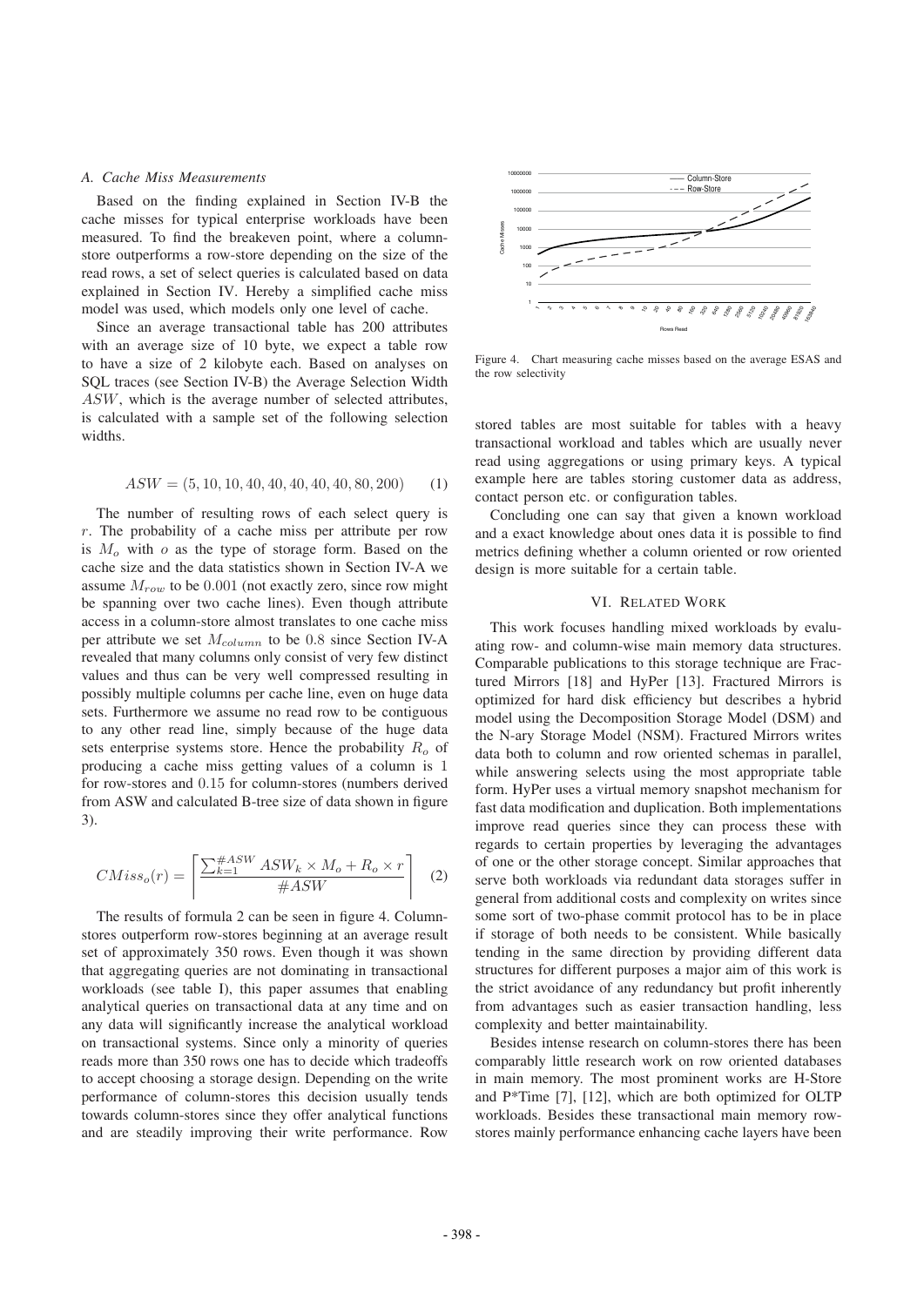### A. Cache Miss Measurements

Based on the finding explained in Section IV-B the cache misses for typical enterprise workloads have been measured. To find the breakeven point, where a column-store outperforms a row-store depending on the size of the read rows, a set of select queries is calculated based on data explained in Section IV. Hereby a simplified cache miss model was used, which models only one level of cache.

Since an average transactional table has 200 attributes with an average size of 10 byte, we expect a table row to have a size of 2 kilobyte each. Based on analyses on SQL traces (see Section IV-B) the Average Selection Width $ASW$, which is the average number of selected attributes, is calculated with a sample set of the following selection widths.

$$ASW = (5, 10, 10, 40, 40, 40, 40, 40, 80, 200) \quad (1)$$

The number of resulting rows of each select query is $r$. The probability of a cache miss per attribute per row is $M_o$ with $o$ as the type of storage form. Based on the cache size and the data statistics shown in Section IV-A we assume $M_{row}$ to be $0.001$ (not exactly zero, since row might be spanning over two cache lines). Even though attribute access in a column-store almost translates to one cache miss per attribute we set $M_{column}$ to be $0.8$ since Section IV-A revealed that many columns only consist of very few distinct values and thus can be very well compressed resulting in possibly multiple columns per cache line, even on huge data sets. Furthermore we assume no read row to be contiguous to any other read line, simply because of the huge data sets enterprise systems store. Hence the probability $R_o$ of producing a cache miss getting values of a column is $1$ for row-stores and $0.15$ for column-stores (numbers derived from ASW and calculated B-tree size of data shown in figure 3).

$$CMiss_o(r) = \left\lceil \frac{\sum_{k=1}^{\#ASW} ASW_k \times M_o + R_o \times r}{\#ASW} \right\rceil \quad (2)$$

The results of formula 2 can be seen in figure 4. Column-stores outperform row-stores beginning at an average result set of approximately 350 rows. Even though it was shown that aggregating queries are not dominating in transactional workloads (see table I), this paper assumes that enabling analytical queries on transactional data at any time and on any data will significantly increase the analytical workload on transactional systems. Since only a minority of queries reads more than 350 rows one has to decide which tradeoffs to accept choosing a storage design. Depending on the write performance of column-stores this decision usually tends towards column-stores since they offer analytical functions and are steadily improving their write performance. Row stored tables are most suitable for tables with a heavy transactional workload and tables which are usually never read using aggregations or using primary keys. A typical example here are tables storing customer data as address, contact person etc. or configuration tables.

Figure 4. Chart measuring cache misses based on the average ESAS and the row selectivity

Concluding one can say that given a known workload and a exact knowledge about ones data it is possible to find metrics defining whether a column oriented or row oriented design is more suitable for a certain table.

## VI. Related Work

This work focuses handling mixed workloads by evaluating row- and column-wise main memory data structures. Comparable publications to this storage technique are Fractured Mirrors [18] and HyPer [13]. Fractured Mirrors is optimized for hard disk efficiency but describes a hybrid model using the Decomposition Storage Model (DSM) and the N-ary Storage Model (NSM). Fractured Mirrors writes data both to column and row oriented schemas in parallel, while answering selects using the most appropriate table form. HyPer uses a virtual memory snapshot mechanism for fast data modification and duplication. Both implementations improve read queries since they can process these with regards to certain properties by leveraging the advantages of one or the other storage concept. Similar approaches that serve both workloads via redundant data storages suffer in general from additional costs and complexity on writes since some sort of two-phase commit protocol has to be in place if storage of both needs to be consistent. While basically tending in the same direction by providing different data structures for different purposes a major aim of this work is the strict avoidance of any redundancy but profit inherently from advantages such as easier transaction handling, less complexity and better maintainability.

Besides intense research on column-stores there has been comparably little research work on row oriented databases in main memory. The most prominent works are H-Store and P*Time [7], [12], which are both optimized for OLTP workloads. Besides these transactional main memory row-stores mainly performance enhancing cache layers have been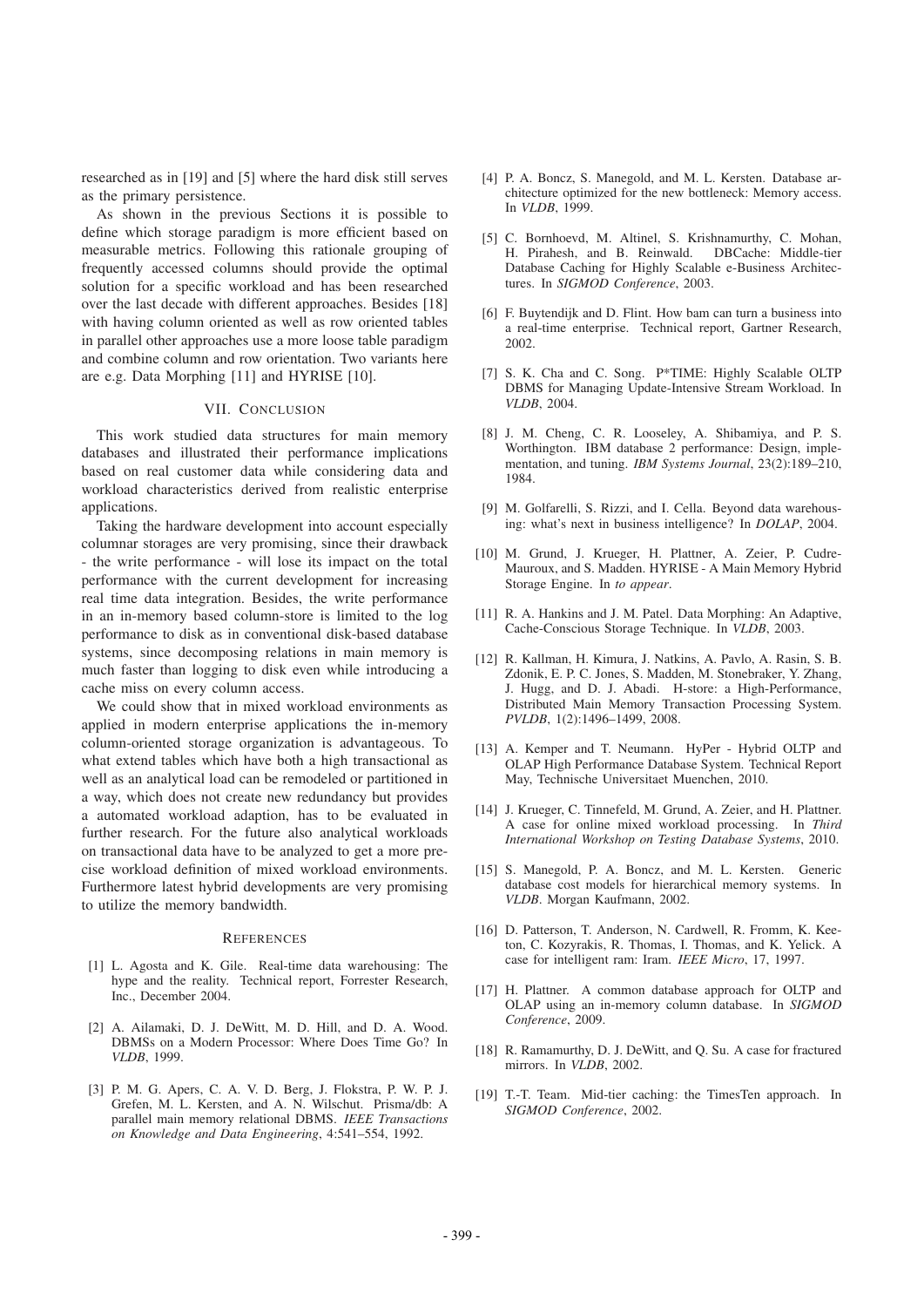researched as in [19] and [5] where the hard disk still serves as the primary persistence.

As shown in the previous Sections it is possible to define which storage paradigm is more efficient based on measurable metrics. Following this rationale grouping of frequently accessed columns should provide the optimal solution for a specific workload and has been researched over the last decade with different approaches. Besides [18] with having column oriented as well as row oriented tables in parallel other approaches use a more loose table paradigm and combine column and row orientation. Two variants here are e.g. Data Morphing [11] and HYRISE [10].

## VII. Conclusion

This work studied data structures for main memory databases and illustrated their performance implications based on real customer data while considering data and workload characteristics derived from realistic enterprise applications.

Taking the hardware development into account especially columnar storages are very promising, since their drawback - the write performance - will lose its impact on the total performance with the current development for increasing real time data integration. Besides, the write performance in an in-memory based column-store is limited to the log performance to disk as in conventional disk-based database systems, since decomposing relations in main memory is much faster than logging to disk even while introducing a cache miss on every column access.

We could show that in mixed workload environments as applied in modern enterprise applications the in-memory column-oriented storage organization is advantageous. To what extend tables which have both a high transactional as well as an analytical load can be remodeled or partitioned in a way, which does not create new redundancy but provides a automated workload adaption, has to be evaluated in further research. For the future also analytical workloads on transactional data have to be analyzed to get a more precise workload definition of mixed workload environments. Furthermore latest hybrid developments are very promising to utilize the memory bandwidth.

## References

[1] L. Agosta and K. Gile. Real-time data warehousing: The hype and the reality. Technical report, Forrester Research, Inc., December 2004.

[2] A. Ailamaki, D. J. DeWitt, M. D. Hill, and D. A. Wood. DBMSs on a Modern Processor: Where Does Time Go? In *VLDB*, 1999.

[3] P. M. G. Apers, C. A. V. D. Berg, J. Flokstra, P. W. P. J. Grefen, M. L. Kersten, and A. N. Wilschut. Prisma/db: A parallel main memory relational DBMS. *IEEE Transactions on Knowledge and Data Engineering*, 4:541–554, 1992.

[4] P. A. Boncz, S. Manegold, and M. L. Kersten. Database architecture optimized for the new bottleneck: Memory access. In *VLDB*, 1999.

[5] C. Bornhoevd, M. Altinel, S. Krishnamurthy, C. Mohan, H. Pirahesh, and B. Reinwald. DBCache: Middle-tier Database Caching for Highly Scalable e-Business Architectures. In *SIGMOD Conference*, 2003.

[6] F. Buytendijk and D. Flint. How bam can turn a business into a real-time enterprise. Technical report, Gartner Research, 2002.

[7] S. K. Cha and C. Song. P*TIME: Highly Scalable OLTP DBMS for Managing Update-Intensive Stream Workload. In *VLDB*, 2004.

[8] J. M. Cheng, C. R. Looseley, A. Shibamiya, and P. S. Worthington. IBM database 2 performance: Design, implementation, and tuning. *IBM Systems Journal*, 23(2):189–210, 1984.

[9] M. Golfarelli, S. Rizzi, and I. Cella. Beyond data warehousing: what's next in business intelligence? In *DOLAP*, 2004.

[10] M. Grund, J. Krueger, H. Plattner, A. Zeier, P. Cudre-Mauroux, and S. Madden. HYRISE - A Main Memory Hybrid Storage Engine. In *to appear*.

[11] R. A. Hankins and J. M. Patel. Data Morphing: An Adaptive, Cache-Conscious Storage Technique. In *VLDB*, 2003.

[12] R. Kallman, H. Kimura, J. Natkins, A. Pavlo, A. Rasin, S. B. Zdonik, E. P. C. Jones, S. Madden, M. Stonebraker, Y. Zhang, J. Hugg, and D. J. Abadi. H-store: a High-Performance, Distributed Main Memory Transaction Processing System. *PVLDB*, 1(2):1496–1499, 2008.

[13] A. Kemper and T. Neumann. HyPer - Hybrid OLTP and OLAP High Performance Database System. Technical Report May, Technische Universitaet Muenchen, 2010.

[14] J. Krueger, C. Tinnefeld, M. Grund, A. Zeier, and H. Plattner. A case for online mixed workload processing. In *Third International Workshop on Testing Database Systems*, 2010.

[15] S. Manegold, P. A. Boncz, and M. L. Kersten. Generic database cost models for hierarchical memory systems. In *VLDB*. Morgan Kaufmann, 2002.

[16] D. Patterson, T. Anderson, N. Cardwell, R. Fromm, K. Keeton, C. Kozyrakis, R. Thomas, I. Thomas, and K. Yelick. A case for intelligent ram: Iram. *IEEE Micro*, 17, 1997.

[17] H. Plattner. A common database approach for OLTP and OLAP using an in-memory column database. In *SIGMOD Conference*, 2009.

[18] R. Ramamurthy, D. J. DeWitt, and Q. Su. A case for fractured mirrors. In *VLDB*, 2002.

[19] T.-T. Team. Mid-tier caching: the TimesTen approach. In *SIGMOD Conference*, 2002.